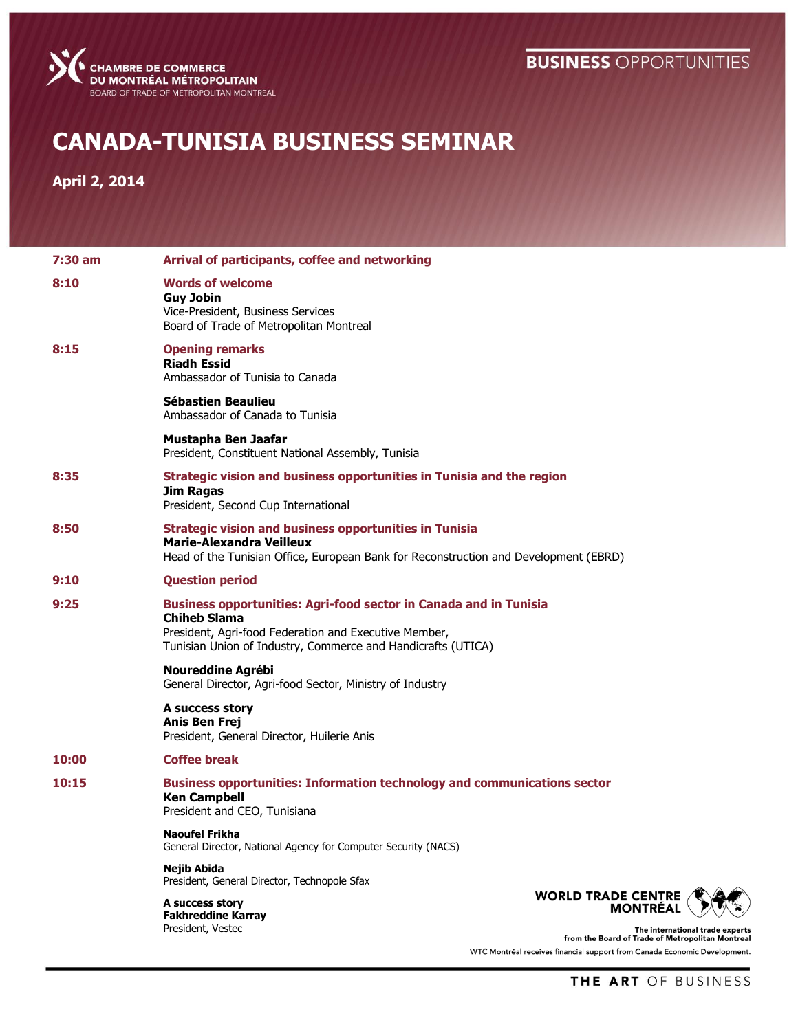CHAMBRE DE COMMERCE DU MONTRÉAL MÉTROPOLITAIN
BOARD OF TRADE OF METROPOLITAN MONTREAL

**BUSINESS** OPPORTUNITIES

# CANADA-TUNISIA BUSINESS SEMINAR

**April 2, 2014**

**7:30 am** — **Arrival of participants, coffee and networking**

**8:10** — **Words of welcome**
**Guy Jobin**
Vice-President, Business Services
Board of Trade of Metropolitan Montreal

**8:15** — **Opening remarks**
**Riadh Essid**
Ambassador of Tunisia to Canada

**Sébastien Beaulieu**
Ambassador of Canada to Tunisia

**Mustapha Ben Jaafar**
President, Constituent National Assembly, Tunisia

**8:35** — **Strategic vision and business opportunities in Tunisia and the region**
**Jim Ragas**
President, Second Cup International

**8:50** — **Strategic vision and business opportunities in Tunisia**
**Marie-Alexandra Veilleux**
Head of the Tunisian Office, European Bank for Reconstruction and Development (EBRD)

**9:10** — **Question period**

**9:25** — **Business opportunities: Agri-food sector in Canada and in Tunisia**
**Chiheb Slama**
President, Agri-food Federation and Executive Member,
Tunisian Union of Industry, Commerce and Handicrafts (UTICA)

**Noureddine Agrébi**
General Director, Agri-food Sector, Ministry of Industry

**A success story**
**Anis Ben Frej**
President, General Director, Huilerie Anis

**10:00** — **Coffee break**

**10:15** — **Business opportunities: Information technology and communications sector**
**Ken Campbell**
President and CEO, Tunisiana

**Naoufel Frikha**
General Director, National Agency for Computer Security (NACS)

**Nejib Abida**
President, General Director, Technopole Sfax

**A success story**
**Fakhreddine Karray**
President, Vestec

WORLD TRADE CENTRE MONTRÉAL
The international trade experts from the Board of Trade of Metropolitan Montreal
WTC Montréal receives financial support from Canada Economic Development.

THE ART OF BUSINESS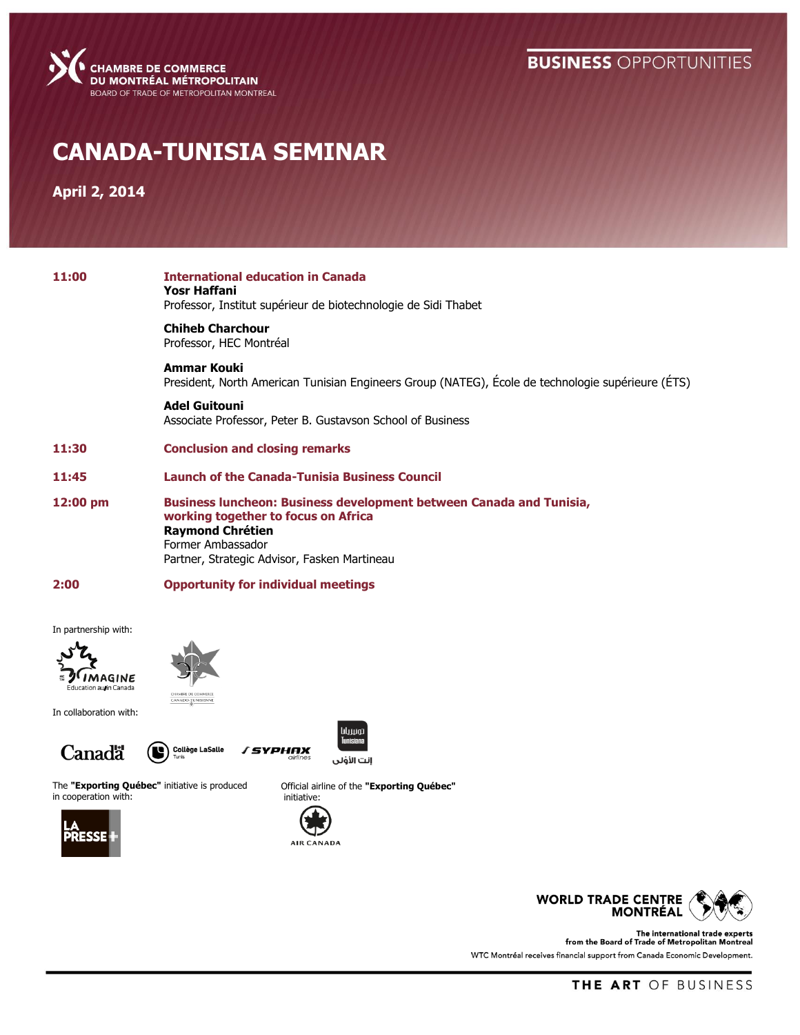CHAMBRE DE COMMERCE
DU MONTRÉAL MÉTROPOLITAIN
BOARD OF TRADE OF METROPOLITAN MONTREAL

**BUSINESS** OPPORTUNITIES

# CANADA-TUNISIA SEMINAR

**April 2, 2014**

**11:00** — **International education in Canada**

**Yosr Haffani**
Professor, Institut supérieur de biotechnologie de Sidi Thabet

**Chiheb Charchour**
Professor, HEC Montréal

**Ammar Kouki**
President, North American Tunisian Engineers Group (NATEG), École de technologie supérieure (ÉTS)

**Adel Guitouni**
Associate Professor, Peter B. Gustavson School of Business

**11:30** — **Conclusion and closing remarks**

**11:45** — **Launch of the Canada-Tunisia Business Council**

**12:00 pm** — **Business luncheon: Business development between Canada and Tunisia, working together to focus on Africa**

**Raymond Chrétien**
Former Ambassador
Partner, Strategic Advisor, Fasken Martineau

**2:00** — **Opportunity for individual meetings**

In partnership with:

IMAGINE Education au/in Canada

Chambre de commerce Canado-Tunisienne

In collaboration with:

Canada — Collège LaSalle Tunis — SYPHAX airlines — Tunisiana إنت الأولى

The **"Exporting Québec"** initiative is produced in cooperation with:

LA PRESSE+

Official airline of the **"Exporting Québec"** initiative:

AIR CANADA

WORLD TRADE CENTRE MONTRÉAL

The international trade experts from the Board of Trade of Metropolitan Montreal

WTC Montréal receives financial support from Canada Economic Development.

THE ART OF BUSINESS